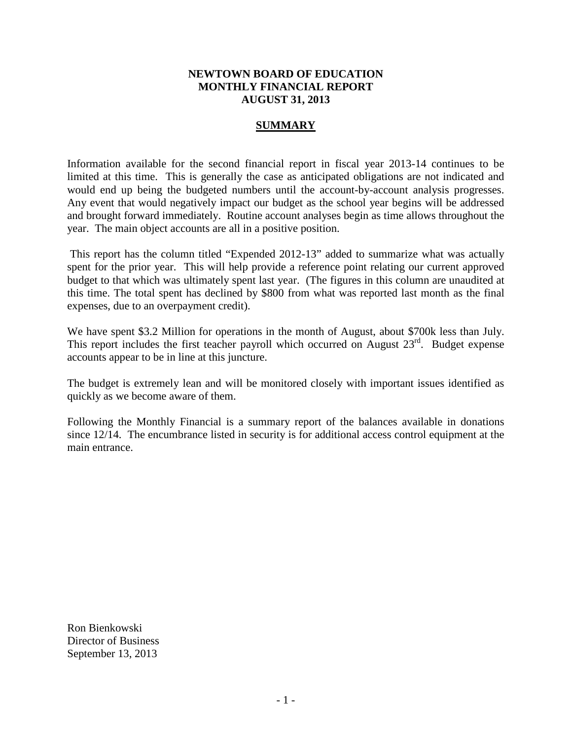**NEWTOWN BOARD OF EDUCATION**
**MONTHLY FINANCIAL REPORT**
**AUGUST 31, 2013**

## SUMMARY

Information available for the second financial report in fiscal year 2013-14 continues to be limited at this time. This is generally the case as anticipated obligations are not indicated and would end up being the budgeted numbers until the account-by-account analysis progresses. Any event that would negatively impact our budget as the school year begins will be addressed and brought forward immediately. Routine account analyses begin as time allows throughout the year. The main object accounts are all in a positive position.

This report has the column titled "Expended 2012-13" added to summarize what was actually spent for the prior year. This will help provide a reference point relating our current approved budget to that which was ultimately spent last year. (The figures in this column are unaudited at this time. The total spent has declined by $800 from what was reported last month as the final expenses, due to an overpayment credit).

We have spent $3.2 Million for operations in the month of August, about $700k less than July. This report includes the first teacher payroll which occurred on August 23rd. Budget expense accounts appear to be in line at this juncture.

The budget is extremely lean and will be monitored closely with important issues identified as quickly as we become aware of them.

Following the Monthly Financial is a summary report of the balances available in donations since 12/14. The encumbrance listed in security is for additional access control equipment at the main entrance.

Ron Bienkowski
Director of Business
September 13, 2013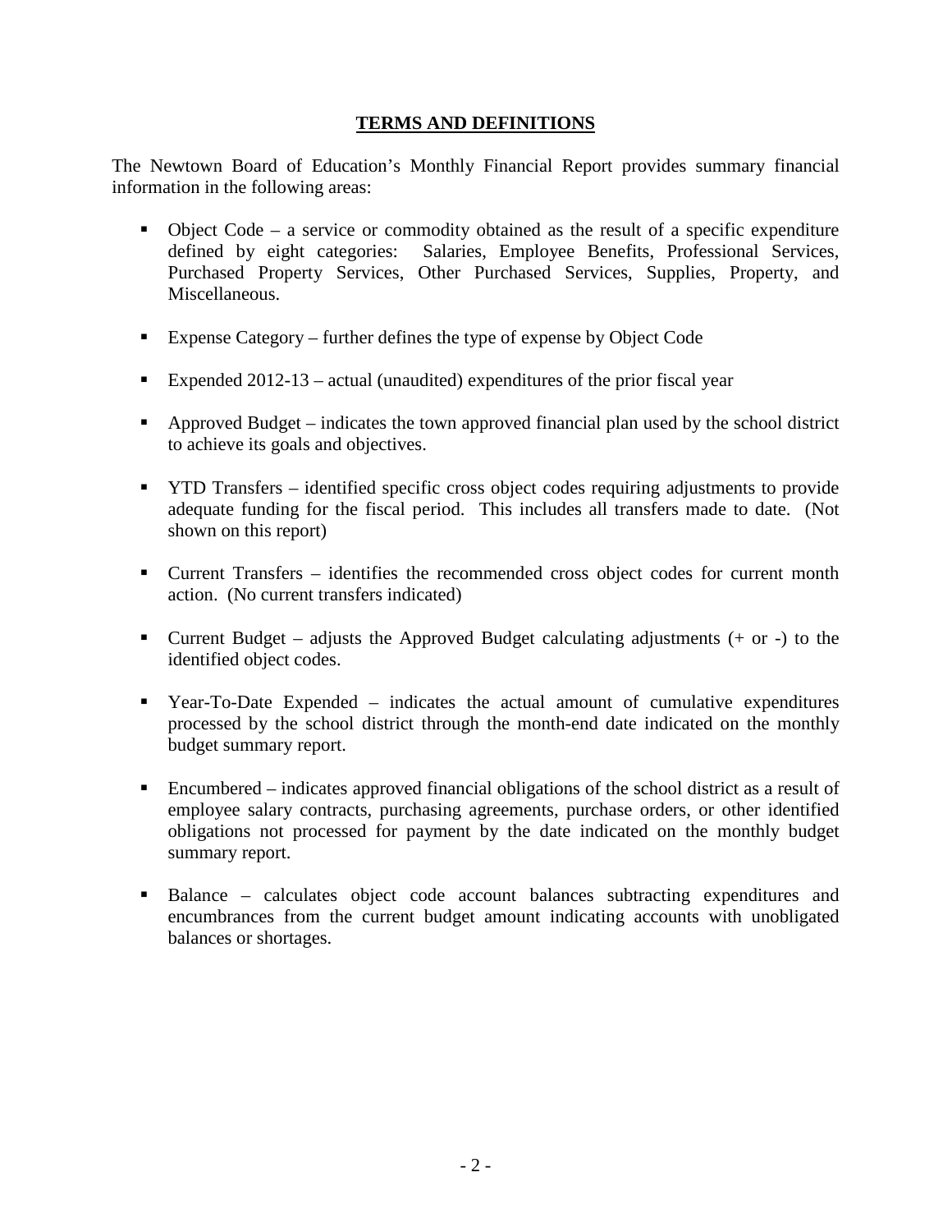# TERMS AND DEFINITIONS

The Newtown Board of Education's Monthly Financial Report provides summary financial information in the following areas:

- Object Code – a service or commodity obtained as the result of a specific expenditure defined by eight categories: Salaries, Employee Benefits, Professional Services, Purchased Property Services, Other Purchased Services, Supplies, Property, and Miscellaneous.
- Expense Category – further defines the type of expense by Object Code
- Expended 2012-13 – actual (unaudited) expenditures of the prior fiscal year
- Approved Budget – indicates the town approved financial plan used by the school district to achieve its goals and objectives.
- YTD Transfers – identified specific cross object codes requiring adjustments to provide adequate funding for the fiscal period. This includes all transfers made to date. (Not shown on this report)
- Current Transfers – identifies the recommended cross object codes for current month action. (No current transfers indicated)
- Current Budget – adjusts the Approved Budget calculating adjustments (+ or -) to the identified object codes.
- Year-To-Date Expended – indicates the actual amount of cumulative expenditures processed by the school district through the month-end date indicated on the monthly budget summary report.
- Encumbered – indicates approved financial obligations of the school district as a result of employee salary contracts, purchasing agreements, purchase orders, or other identified obligations not processed for payment by the date indicated on the monthly budget summary report.
- Balance – calculates object code account balances subtracting expenditures and encumbrances from the current budget amount indicating accounts with unobligated balances or shortages.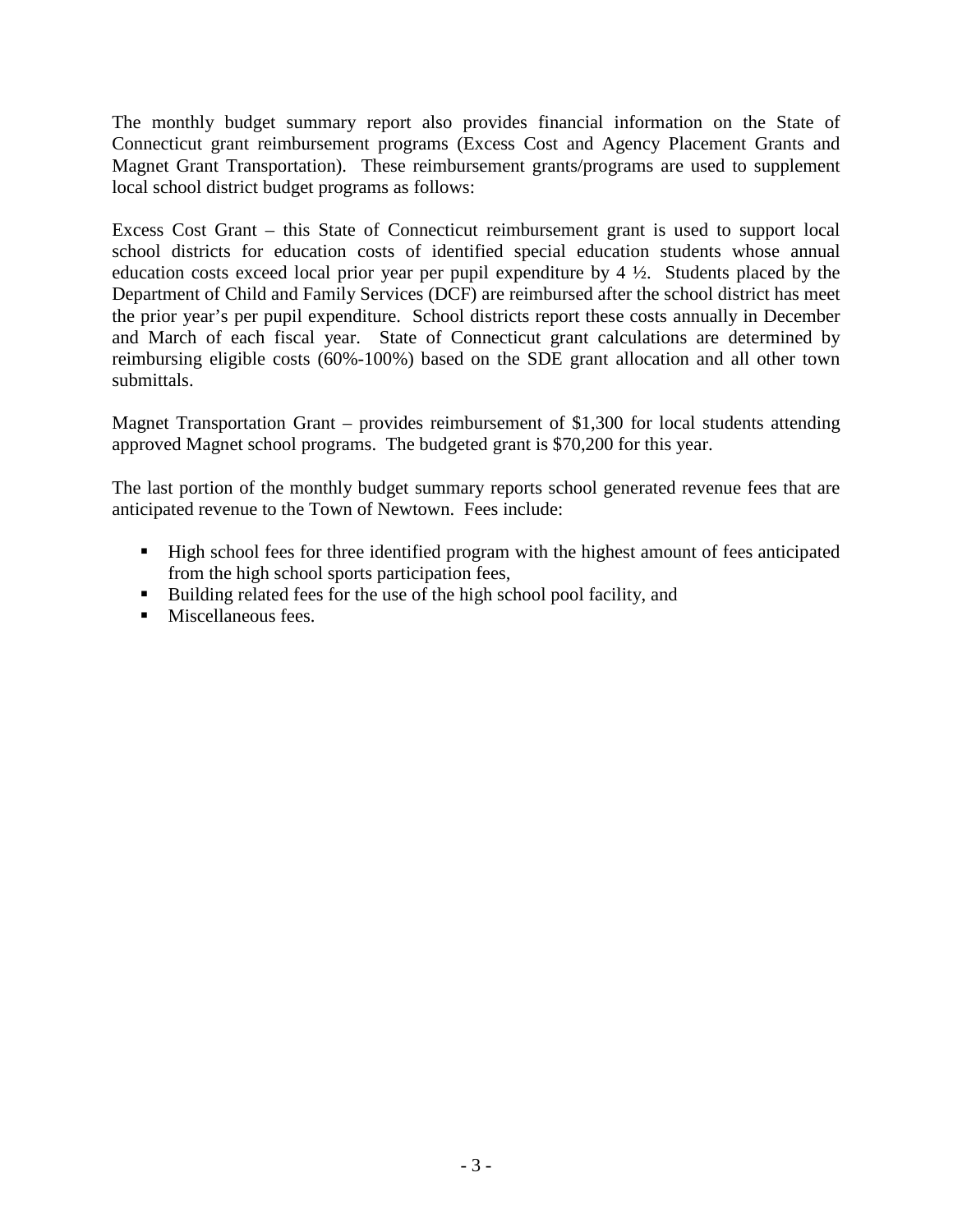The monthly budget summary report also provides financial information on the State of Connecticut grant reimbursement programs (Excess Cost and Agency Placement Grants and Magnet Grant Transportation). These reimbursement grants/programs are used to supplement local school district budget programs as follows:

Excess Cost Grant – this State of Connecticut reimbursement grant is used to support local school districts for education costs of identified special education students whose annual education costs exceed local prior year per pupil expenditure by 4 ½. Students placed by the Department of Child and Family Services (DCF) are reimbursed after the school district has meet the prior year's per pupil expenditure. School districts report these costs annually in December and March of each fiscal year. State of Connecticut grant calculations are determined by reimbursing eligible costs (60%-100%) based on the SDE grant allocation and all other town submittals.

Magnet Transportation Grant – provides reimbursement of $1,300 for local students attending approved Magnet school programs. The budgeted grant is $70,200 for this year.

The last portion of the monthly budget summary reports school generated revenue fees that are anticipated revenue to the Town of Newtown. Fees include:

- High school fees for three identified program with the highest amount of fees anticipated from the high school sports participation fees,
- Building related fees for the use of the high school pool facility, and
- Miscellaneous fees.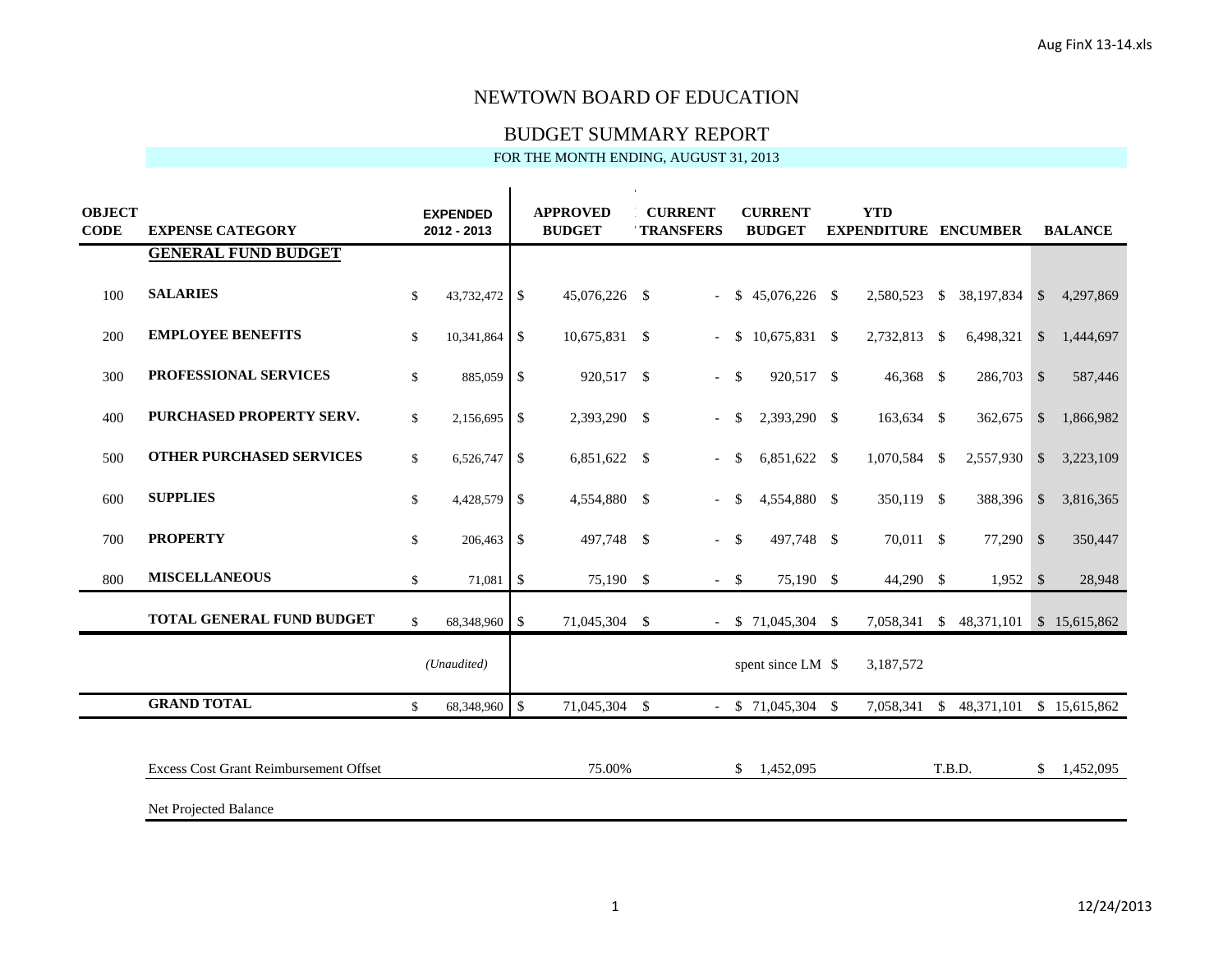# NEWTOWN BOARD OF EDUCATION

## BUDGET SUMMARY REPORT

FOR THE MONTH ENDING, AUGUST 31, 2013

| OBJECT CODE | EXPENSE CATEGORY | EXPENDED 2012 - 2013 | APPROVED BUDGET | CURRENT TRANSFERS | CURRENT BUDGET | YTD EXPENDITURE | ENCUMBER | BALANCE |
|---|---|---|---|---|---|---|---|---|
| | **GENERAL FUND BUDGET** | | | | | | | |
| 100 | **SALARIES** | $ 43,732,472 | $ 45,076,226 | $ - | $ 45,076,226 | $ 2,580,523 | $ 38,197,834 | $ 4,297,869 |
| 200 | **EMPLOYEE BENEFITS** | $ 10,341,864 | $ 10,675,831 | $ - | $ 10,675,831 | $ 2,732,813 | $ 6,498,321 | $ 1,444,697 |
| 300 | **PROFESSIONAL SERVICES** | $ 885,059 | $ 920,517 | $ - | $ 920,517 | $ 46,368 | $ 286,703 | $ 587,446 |
| 400 | **PURCHASED PROPERTY SERV.** | $ 2,156,695 | $ 2,393,290 | $ - | $ 2,393,290 | $ 163,634 | $ 362,675 | $ 1,866,982 |
| 500 | **OTHER PURCHASED SERVICES** | $ 6,526,747 | $ 6,851,622 | $ - | $ 6,851,622 | $ 1,070,584 | $ 2,557,930 | $ 3,223,109 |
| 600 | **SUPPLIES** | $ 4,428,579 | $ 4,554,880 | $ - | $ 4,554,880 | $ 350,119 | $ 388,396 | $ 3,816,365 |
| 700 | **PROPERTY** | $ 206,463 | $ 497,748 | $ - | $ 497,748 | $ 70,011 | $ 77,290 | $ 350,447 |
| 800 | **MISCELLANEOUS** | $ 71,081 | $ 75,190 | $ - | $ 75,190 | $ 44,290 | $ 1,952 | $ 28,948 |
| | **TOTAL GENERAL FUND BUDGET** | $ 68,348,960 | $ 71,045,304 | $ - | $ 71,045,304 | $ 7,058,341 | $ 48,371,101 | $ 15,615,862 |
| | | *(Unaudited)* | | | spent since LM | $ 3,187,572 | | |
| | **GRAND TOTAL** | $ 68,348,960 | $ 71,045,304 | $ - | $ 71,045,304 | $ 7,058,341 | $ 48,371,101 | $ 15,615,862 |
| | Excess Cost Grant Reimbursement Offset | | 75.00% | | $ 1,452,095 | | T.B.D. | $ 1,452,095 |
| | Net Projected Balance | | | | | | | |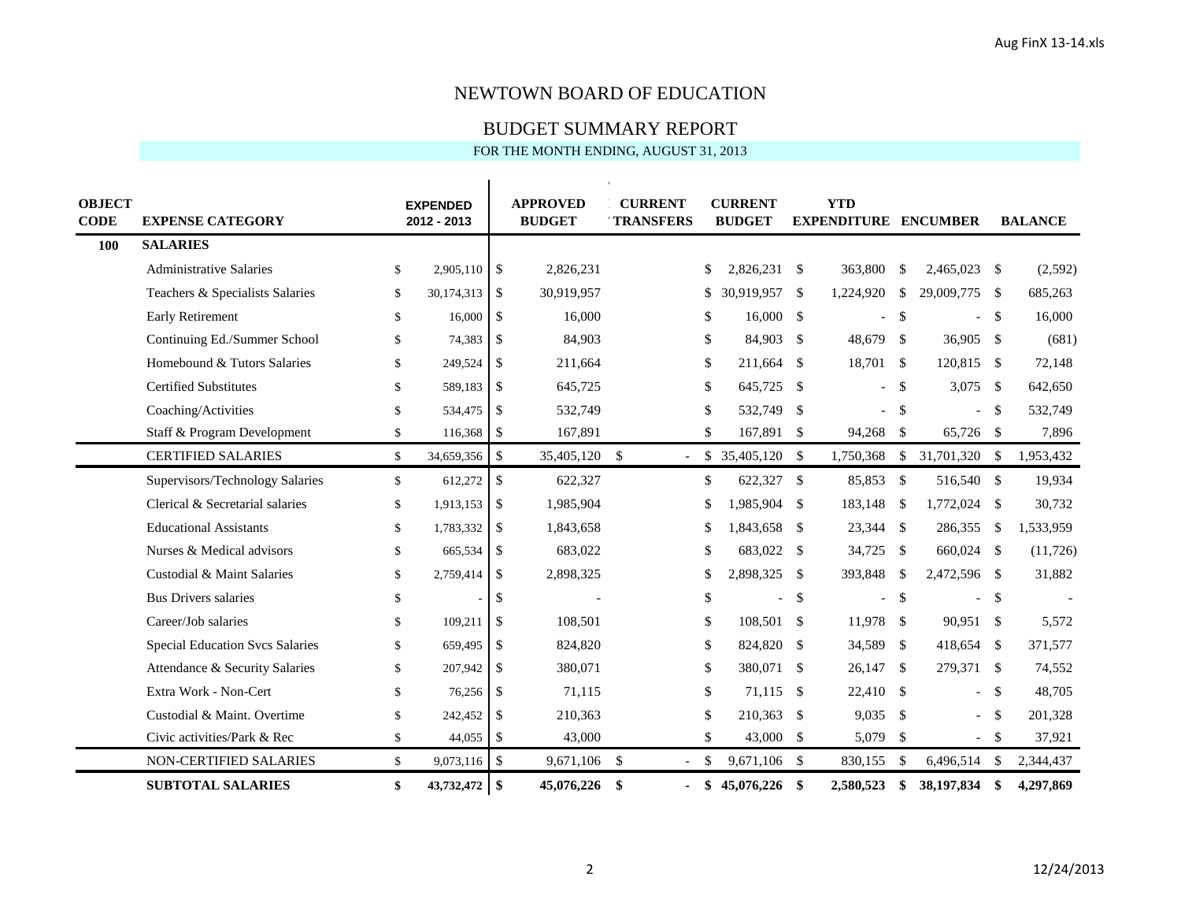# NEWTOWN BOARD OF EDUCATION

## BUDGET SUMMARY REPORT

FOR THE MONTH ENDING, AUGUST 31, 2013

| OBJECT CODE | EXPENSE CATEGORY | EXPENDED 2012 - 2013 | APPROVED BUDGET | CURRENT TRANSFERS | CURRENT BUDGET | YTD EXPENDITURE | ENCUMBER | BALANCE |
|---|---|---|---|---|---|---|---|---|
| **100** | **SALARIES** | | | | | | | |
| | Administrative Salaries | $ 2,905,110 | $ 2,826,231 | | $ 2,826,231 | $ 363,800 | $ 2,465,023 | $ (2,592) |
| | Teachers & Specialists Salaries | $ 30,174,313 | $ 30,919,957 | | $ 30,919,957 | $ 1,224,920 | $ 29,009,775 | $ 685,263 |
| | Early Retirement | $ 16,000 | $ 16,000 | | $ 16,000 | $ - | $ - | $ 16,000 |
| | Continuing Ed./Summer School | $ 74,383 | $ 84,903 | | $ 84,903 | $ 48,679 | $ 36,905 | $ (681) |
| | Homebound & Tutors Salaries | $ 249,524 | $ 211,664 | | $ 211,664 | $ 18,701 | $ 120,815 | $ 72,148 |
| | Certified Substitutes | $ 589,183 | $ 645,725 | | $ 645,725 | $ - | $ 3,075 | $ 642,650 |
| | Coaching/Activities | $ 534,475 | $ 532,749 | | $ 532,749 | $ - | $ - | $ 532,749 |
| | Staff & Program Development | $ 116,368 | $ 167,891 | | $ 167,891 | $ 94,268 | $ 65,726 | $ 7,896 |
| | CERTIFIED SALARIES | $ 34,659,356 | $ 35,405,120 | $ - | $ 35,405,120 | $ 1,750,368 | $ 31,701,320 | $ 1,953,432 |
| | Supervisors/Technology Salaries | $ 612,272 | $ 622,327 | | $ 622,327 | $ 85,853 | $ 516,540 | $ 19,934 |
| | Clerical & Secretarial salaries | $ 1,913,153 | $ 1,985,904 | | $ 1,985,904 | $ 183,148 | $ 1,772,024 | $ 30,732 |
| | Educational Assistants | $ 1,783,332 | $ 1,843,658 | | $ 1,843,658 | $ 23,344 | $ 286,355 | $ 1,533,959 |
| | Nurses & Medical advisors | $ 665,534 | $ 683,022 | | $ 683,022 | $ 34,725 | $ 660,024 | $ (11,726) |
| | Custodial & Maint Salaries | $ 2,759,414 | $ 2,898,325 | | $ 2,898,325 | $ 393,848 | $ 2,472,596 | $ 31,882 |
| | Bus Drivers salaries | $ - | $ - | | $ - | $ - | $ - | $ - |
| | Career/Job salaries | $ 109,211 | $ 108,501 | | $ 108,501 | $ 11,978 | $ 90,951 | $ 5,572 |
| | Special Education Svcs Salaries | $ 659,495 | $ 824,820 | | $ 824,820 | $ 34,589 | $ 418,654 | $ 371,577 |
| | Attendance & Security Salaries | $ 207,942 | $ 380,071 | | $ 380,071 | $ 26,147 | $ 279,371 | $ 74,552 |
| | Extra Work - Non-Cert | $ 76,256 | $ 71,115 | | $ 71,115 | $ 22,410 | $ - | $ 48,705 |
| | Custodial & Maint. Overtime | $ 242,452 | $ 210,363 | | $ 210,363 | $ 9,035 | $ - | $ 201,328 |
| | Civic activities/Park & Rec | $ 44,055 | $ 43,000 | | $ 43,000 | $ 5,079 | $ - | $ 37,921 |
| | NON-CERTIFIED SALARIES | $ 9,073,116 | $ 9,671,106 | $ - | $ 9,671,106 | $ 830,155 | $ 6,496,514 | $ 2,344,437 |
| | **SUBTOTAL SALARIES** | **$ 43,732,472** | **$ 45,076,226** | **$ -** | **$ 45,076,226** | **$ 2,580,523** | **$ 38,197,834** | **$ 4,297,869** |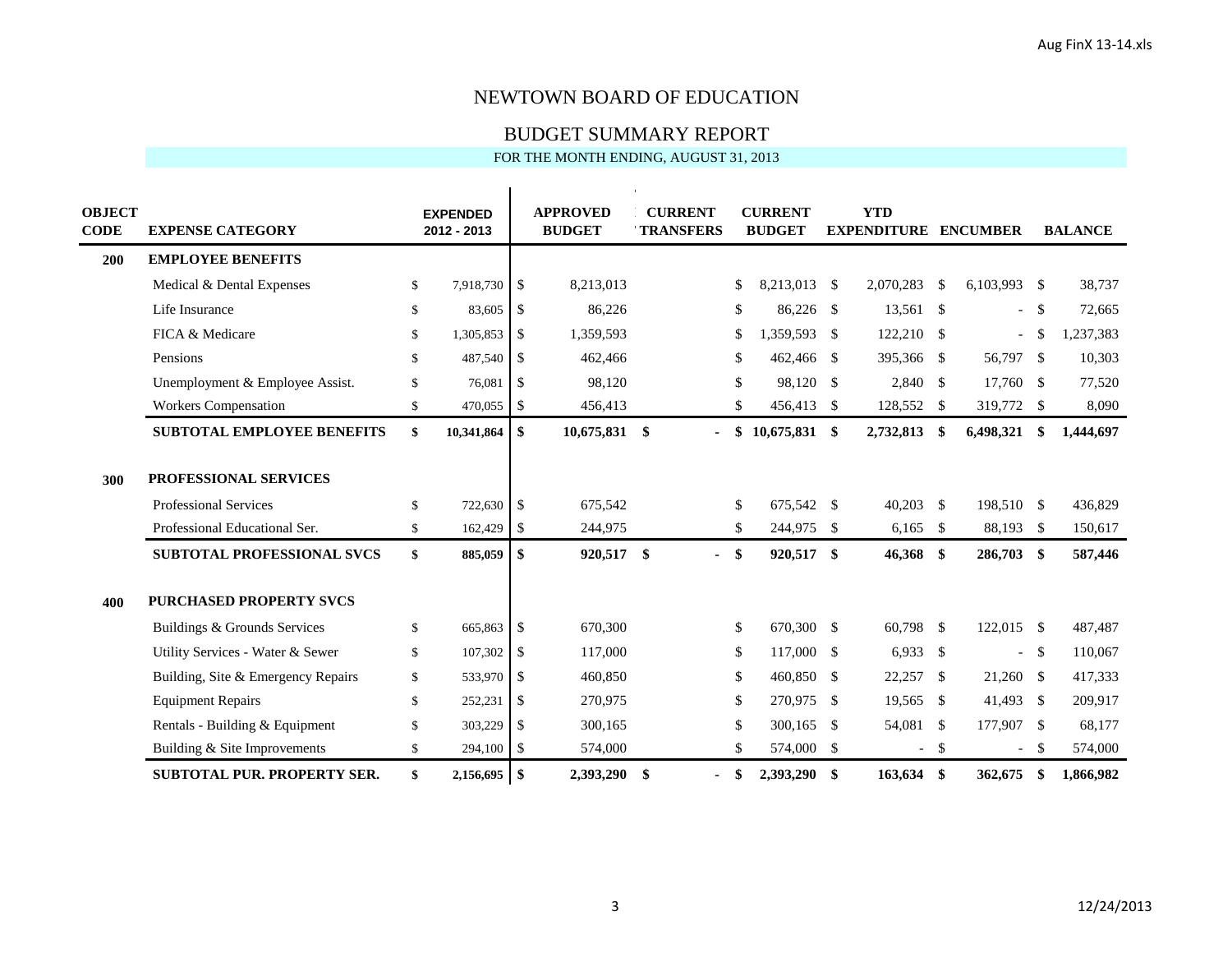# NEWTOWN BOARD OF EDUCATION

## BUDGET SUMMARY REPORT

FOR THE MONTH ENDING, AUGUST 31, 2013

| OBJECT CODE | EXPENSE CATEGORY | EXPENDED 2012 - 2013 | APPROVED BUDGET | CURRENT TRANSFERS | CURRENT BUDGET | YTD EXPENDITURE | ENCUMBER | BALANCE |
|---|---|---|---|---|---|---|---|---|
| **200** | **EMPLOYEE BENEFITS** | | | | | | | |
| | Medical & Dental Expenses | $ 7,918,730 | $ 8,213,013 | | $ 8,213,013 | $ 2,070,283 | $ 6,103,993 | $ 38,737 |
| | Life Insurance | $ 83,605 | $ 86,226 | | $ 86,226 | $ 13,561 | $ - | $ 72,665 |
| | FICA & Medicare | $ 1,305,853 | $ 1,359,593 | | $ 1,359,593 | $ 122,210 | $ - | $ 1,237,383 |
| | Pensions | $ 487,540 | $ 462,466 | | $ 462,466 | $ 395,366 | $ 56,797 | $ 10,303 |
| | Unemployment & Employee Assist. | $ 76,081 | $ 98,120 | | $ 98,120 | $ 2,840 | $ 17,760 | $ 77,520 |
| | Workers Compensation | $ 470,055 | $ 456,413 | | $ 456,413 | $ 128,552 | $ 319,772 | $ 8,090 |
| | **SUBTOTAL EMPLOYEE BENEFITS** | **$ 10,341,864** | **$ 10,675,831** | **$ -** | **$ 10,675,831** | **$ 2,732,813** | **$ 6,498,321** | **$ 1,444,697** |
| **300** | **PROFESSIONAL SERVICES** | | | | | | | |
| | Professional Services | $ 722,630 | $ 675,542 | | $ 675,542 | $ 40,203 | $ 198,510 | $ 436,829 |
| | Professional Educational Ser. | $ 162,429 | $ 244,975 | | $ 244,975 | $ 6,165 | $ 88,193 | $ 150,617 |
| | **SUBTOTAL PROFESSIONAL SVCS** | **$ 885,059** | **$ 920,517** | **$ -** | **$ 920,517** | **$ 46,368** | **$ 286,703** | **$ 587,446** |
| **400** | **PURCHASED PROPERTY SVCS** | | | | | | | |
| | Buildings & Grounds Services | $ 665,863 | $ 670,300 | | $ 670,300 | $ 60,798 | $ 122,015 | $ 487,487 |
| | Utility Services - Water & Sewer | $ 107,302 | $ 117,000 | | $ 117,000 | $ 6,933 | $ - | $ 110,067 |
| | Building, Site & Emergency Repairs | $ 533,970 | $ 460,850 | | $ 460,850 | $ 22,257 | $ 21,260 | $ 417,333 |
| | Equipment Repairs | $ 252,231 | $ 270,975 | | $ 270,975 | $ 19,565 | $ 41,493 | $ 209,917 |
| | Rentals - Building & Equipment | $ 303,229 | $ 300,165 | | $ 300,165 | $ 54,081 | $ 177,907 | $ 68,177 |
| | Building & Site Improvements | $ 294,100 | $ 574,000 | | $ 574,000 | $ - | $ - | $ 574,000 |
| | **SUBTOTAL PUR. PROPERTY SER.** | **$ 2,156,695** | **$ 2,393,290** | **$ -** | **$ 2,393,290** | **$ 163,634** | **$ 362,675** | **$ 1,866,982** |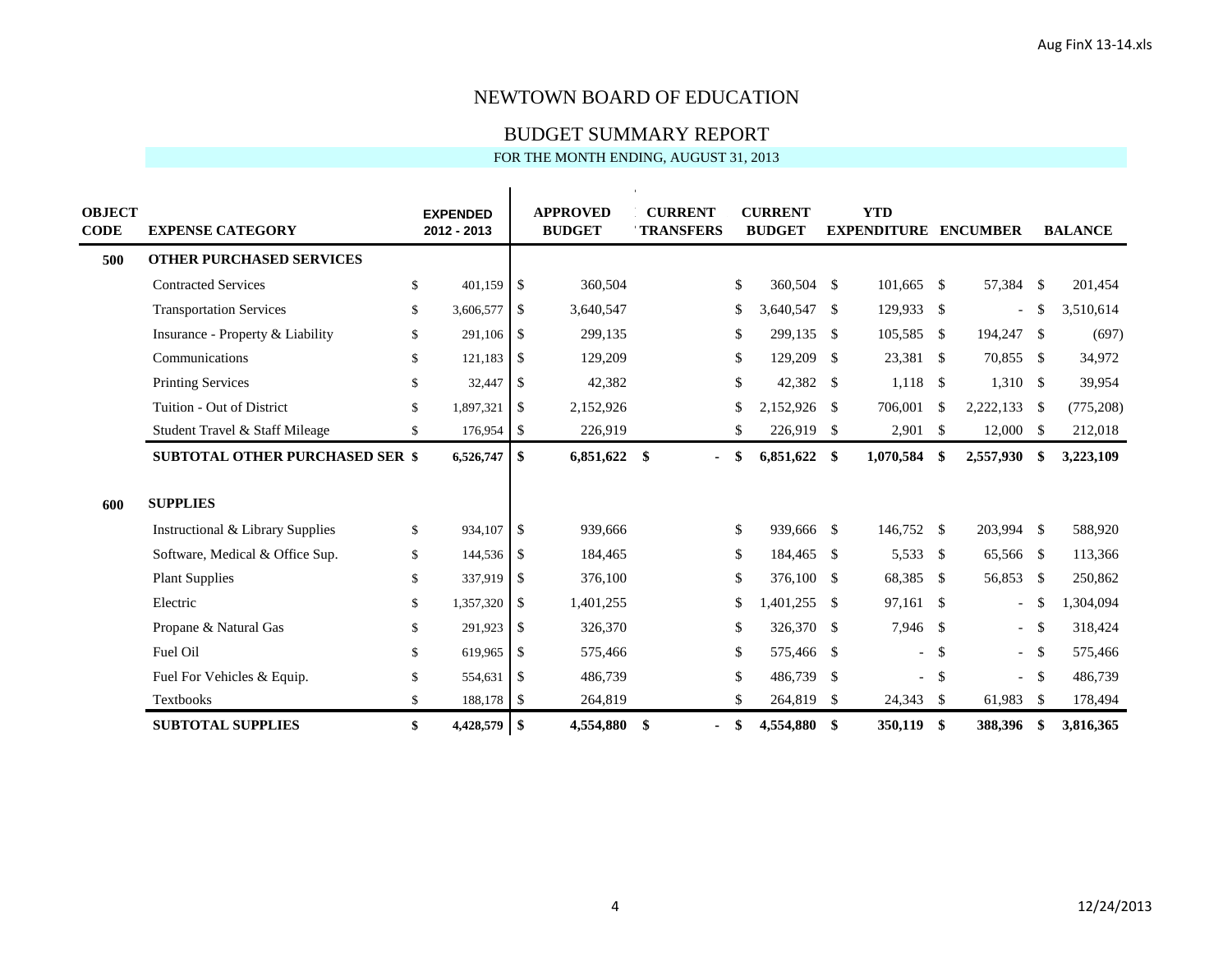# NEWTOWN BOARD OF EDUCATION

## BUDGET SUMMARY REPORT

FOR THE MONTH ENDING, AUGUST 31, 2013

| OBJECT CODE | EXPENSE CATEGORY | EXPENDED 2012 - 2013 | APPROVED BUDGET | CURRENT TRANSFERS | CURRENT BUDGET | YTD EXPENDITURE | ENCUMBER | BALANCE |
|---|---|---|---|---|---|---|---|---|
| **500** | **OTHER PURCHASED SERVICES** | | | | | | | |
| | Contracted Services | $ 401,159 | $ 360,504 | | $ 360,504 | $ 101,665 | $ 57,384 | $ 201,454 |
| | Transportation Services | $ 3,606,577 | $ 3,640,547 | | $ 3,640,547 | $ 129,933 | $ - | $ 3,510,614 |
| | Insurance - Property & Liability | $ 291,106 | $ 299,135 | | $ 299,135 | $ 105,585 | $ 194,247 | $ (697) |
| | Communications | $ 121,183 | $ 129,209 | | $ 129,209 | $ 23,381 | $ 70,855 | $ 34,972 |
| | Printing Services | $ 32,447 | $ 42,382 | | $ 42,382 | $ 1,118 | $ 1,310 | $ 39,954 |
| | Tuition - Out of District | $ 1,897,321 | $ 2,152,926 | | $ 2,152,926 | $ 706,001 | $ 2,222,133 | $ (775,208) |
| | Student Travel & Staff Mileage | $ 176,954 | $ 226,919 | | $ 226,919 | $ 2,901 | $ 12,000 | $ 212,018 |
| | **SUBTOTAL OTHER PURCHASED SER** | **$ 6,526,747** | **$ 6,851,622** | **$ -** | **$ 6,851,622** | **$ 1,070,584** | **$ 2,557,930** | **$ 3,223,109** |
| **600** | **SUPPLIES** | | | | | | | |
| | Instructional & Library Supplies | $ 934,107 | $ 939,666 | | $ 939,666 | $ 146,752 | $ 203,994 | $ 588,920 |
| | Software, Medical & Office Sup. | $ 144,536 | $ 184,465 | | $ 184,465 | $ 5,533 | $ 65,566 | $ 113,366 |
| | Plant Supplies | $ 337,919 | $ 376,100 | | $ 376,100 | $ 68,385 | $ 56,853 | $ 250,862 |
| | Electric | $ 1,357,320 | $ 1,401,255 | | $ 1,401,255 | $ 97,161 | $ - | $ 1,304,094 |
| | Propane & Natural Gas | $ 291,923 | $ 326,370 | | $ 326,370 | $ 7,946 | $ - | $ 318,424 |
| | Fuel Oil | $ 619,965 | $ 575,466 | | $ 575,466 | $ - | $ - | $ 575,466 |
| | Fuel For Vehicles & Equip. | $ 554,631 | $ 486,739 | | $ 486,739 | $ - | $ - | $ 486,739 |
| | Textbooks | $ 188,178 | $ 264,819 | | $ 264,819 | $ 24,343 | $ 61,983 | $ 178,494 |
| | **SUBTOTAL SUPPLIES** | **$ 4,428,579** | **$ 4,554,880** | **$ -** | **$ 4,554,880** | **$ 350,119** | **$ 388,396** | **$ 3,816,365** |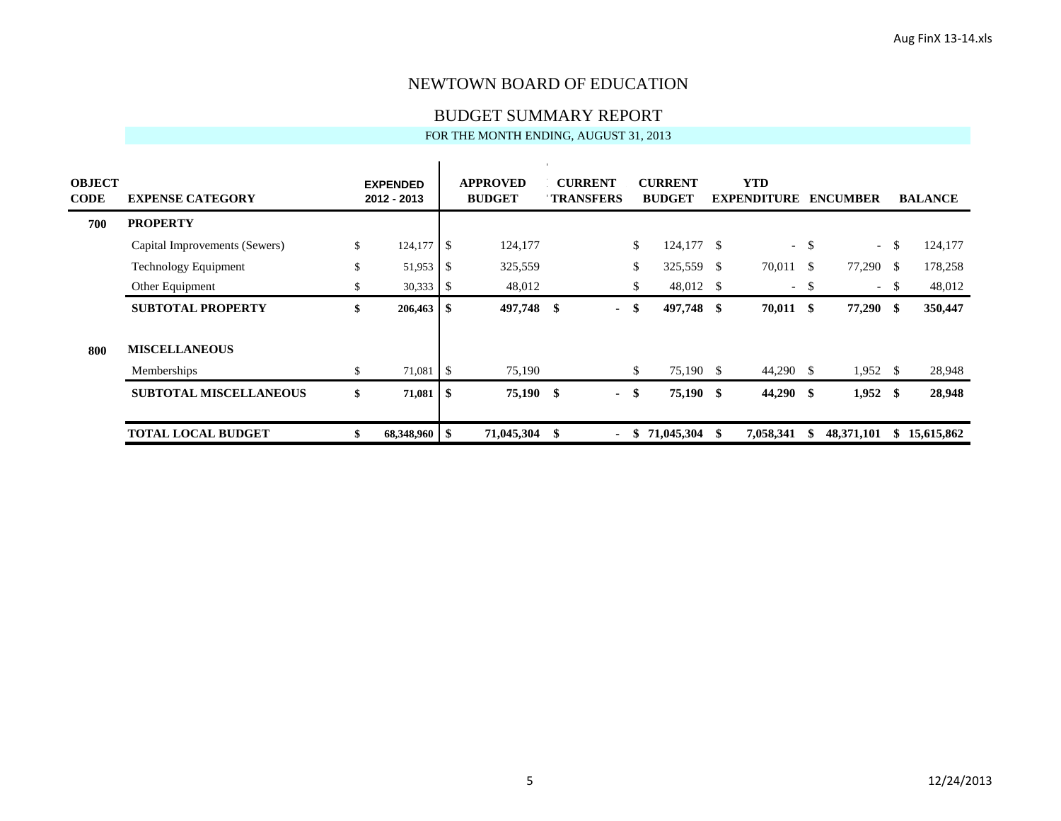# NEWTOWN BOARD OF EDUCATION

## BUDGET SUMMARY REPORT

FOR THE MONTH ENDING, AUGUST 31, 2013

| OBJECT CODE | EXPENSE CATEGORY | EXPENDED 2012 - 2013 | APPROVED BUDGET | CURRENT TRANSFERS | CURRENT BUDGET | YTD EXPENDITURE | ENCUMBER | BALANCE |
|---|---|---|---|---|---|---|---|---|
| **700** | **PROPERTY** | | | | | | | |
| | Capital Improvements (Sewers) | $ 124,177 | $ 124,177 | | $ 124,177 | $ - | $ - | $ 124,177 |
| | Technology Equipment | $ 51,953 | $ 325,559 | | $ 325,559 | $ 70,011 | $ 77,290 | $ 178,258 |
| | Other Equipment | $ 30,333 | $ 48,012 | | $ 48,012 | $ - | $ - | $ 48,012 |
| | **SUBTOTAL PROPERTY** | **$ 206,463** | **$ 497,748** | **$ -** | **$ 497,748** | **$ 70,011** | **$ 77,290** | **$ 350,447** |
| **800** | **MISCELLANEOUS** | | | | | | | |
| | Memberships | $ 71,081 | $ 75,190 | | $ 75,190 | $ 44,290 | $ 1,952 | $ 28,948 |
| | **SUBTOTAL MISCELLANEOUS** | **$ 71,081** | **$ 75,190** | **$ -** | **$ 75,190** | **$ 44,290** | **$ 1,952** | **$ 28,948** |
| | **TOTAL LOCAL BUDGET** | **$ 68,348,960** | **$ 71,045,304** | **$ -** | **$ 71,045,304** | **$ 7,058,341** | **$ 48,371,101** | **$ 15,615,862** |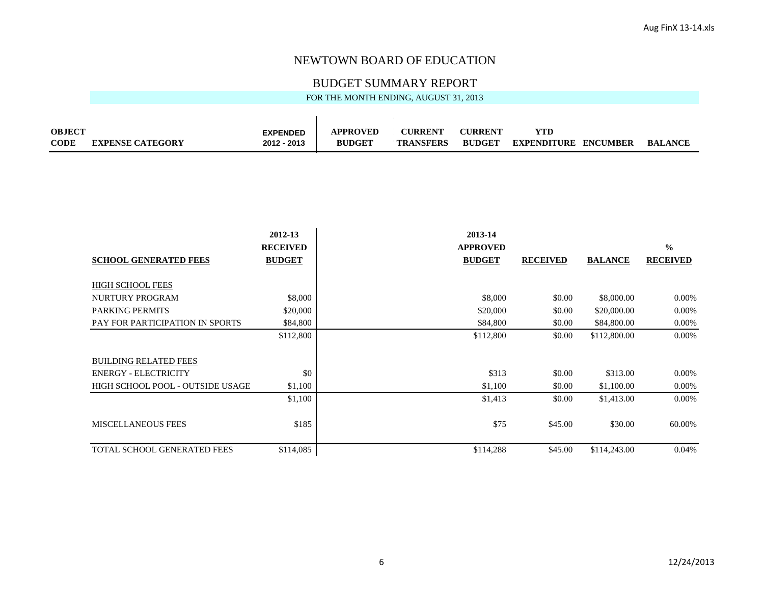# NEWTOWN BOARD OF EDUCATION

## BUDGET SUMMARY REPORT

FOR THE MONTH ENDING, AUGUST 31, 2013

| OBJECT CODE | EXPENSE CATEGORY | EXPENDED 2012 - 2013 | APPROVED BUDGET | CURRENT TRANSFERS | CURRENT BUDGET | YTD EXPENDITURE | ENCUMBER | BALANCE |
|---|---|---|---|---|---|---|---|---|

| SCHOOL GENERATED FEES | 2012-13 RECEIVED BUDGET | 2013-14 APPROVED BUDGET | RECEIVED | BALANCE | % RECEIVED |
|---|---|---|---|---|---|
| HIGH SCHOOL FEES | | | | | |
| NURTURY PROGRAM | $8,000 | $8,000 | $0.00 | $8,000.00 | 0.00% |
| PARKING PERMITS | $20,000 | $20,000 | $0.00 | $20,000.00 | 0.00% |
| PAY FOR PARTICIPATION IN SPORTS | $84,800 | $84,800 | $0.00 | $84,800.00 | 0.00% |
| | $112,800 | $112,800 | $0.00 | $112,800.00 | 0.00% |
| BUILDING RELATED FEES | | | | | |
| ENERGY - ELECTRICITY | $0 | $313 | $0.00 | $313.00 | 0.00% |
| HIGH SCHOOL POOL - OUTSIDE USAGE | $1,100 | $1,100 | $0.00 | $1,100.00 | 0.00% |
| | $1,100 | $1,413 | $0.00 | $1,413.00 | 0.00% |
| MISCELLANEOUS FEES | $185 | $75 | $45.00 | $30.00 | 60.00% |
| TOTAL SCHOOL GENERATED FEES | $114,085 | $114,288 | $45.00 | $114,243.00 | 0.04% |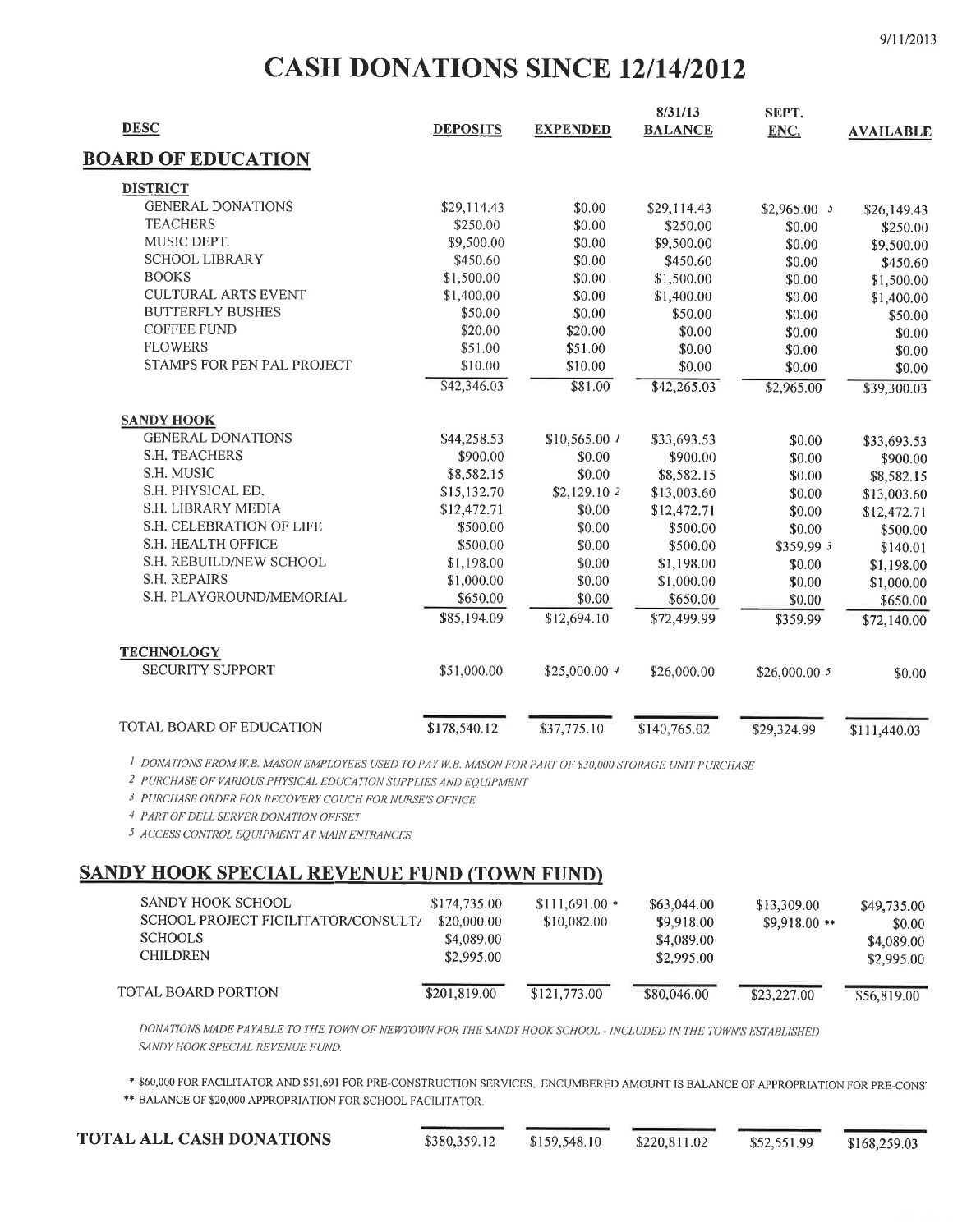9/11/2013

# CASH DONATIONS SINCE 12/14/2012

| DESC | DEPOSITS | EXPENDED | 8/31/13 BALANCE | SEPT. ENC. | AVAILABLE |
|---|---|---|---|---|---|
| **BOARD OF EDUCATION** | | | | | |
| **DISTRICT** | | | | | |
| GENERAL DONATIONS | $29,114.43 | $0.00 | $29,114.43 | $2,965.00 [5] | $26,149.43 |
| TEACHERS | $250.00 | $0.00 | $250.00 | $0.00 | $250.00 |
| MUSIC DEPT. | $9,500.00 | $0.00 | $9,500.00 | $0.00 | $9,500.00 |
| SCHOOL LIBRARY | $450.60 | $0.00 | $450.60 | $0.00 | $450.60 |
| BOOKS | $1,500.00 | $0.00 | $1,500.00 | $0.00 | $1,500.00 |
| CULTURAL ARTS EVENT | $1,400.00 | $0.00 | $1,400.00 | $0.00 | $1,400.00 |
| BUTTERFLY BUSHES | $50.00 | $0.00 | $50.00 | $0.00 | $50.00 |
| COFFEE FUND | $20.00 | $20.00 | $0.00 | $0.00 | $0.00 |
| FLOWERS | $51.00 | $51.00 | $0.00 | $0.00 | $0.00 |
| STAMPS FOR PEN PAL PROJECT | $10.00 | $10.00 | $0.00 | $0.00 | $0.00 |
| | $42,346.03 | $81.00 | $42,265.03 | $2,965.00 | $39,300.03 |
| **SANDY HOOK** | | | | | |
| GENERAL DONATIONS | $44,258.53 | $10,565.00 [1] | $33,693.53 | $0.00 | $33,693.53 |
| S.H. TEACHERS | $900.00 | $0.00 | $900.00 | $0.00 | $900.00 |
| S.H. MUSIC | $8,582.15 | $0.00 | $8,582.15 | $0.00 | $8,582.15 |
| S.H. PHYSICAL ED. | $15,132.70 | $2,129.10 [2] | $13,003.60 | $0.00 | $13,003.60 |
| S.H. LIBRARY MEDIA | $12,472.71 | $0.00 | $12,472.71 | $0.00 | $12,472.71 |
| S.H. CELEBRATION OF LIFE | $500.00 | $0.00 | $500.00 | $0.00 | $500.00 |
| S.H. HEALTH OFFICE | $500.00 | $0.00 | $500.00 | $359.99 [3] | $140.01 |
| S.H. REBUILD/NEW SCHOOL | $1,198.00 | $0.00 | $1,198.00 | $0.00 | $1,198.00 |
| S.H. REPAIRS | $1,000.00 | $0.00 | $1,000.00 | $0.00 | $1,000.00 |
| S.H. PLAYGROUND/MEMORIAL | $650.00 | $0.00 | $650.00 | $0.00 | $650.00 |
| | $85,194.09 | $12,694.10 | $72,499.99 | $359.99 | $72,140.00 |
| **TECHNOLOGY** | | | | | |
| SECURITY SUPPORT | $51,000.00 | $25,000.00 [4] | $26,000.00 | $26,000.00 [5] | $0.00 |
| TOTAL BOARD OF EDUCATION | $178,540.12 | $37,775.10 | $140,765.02 | $29,324.99 | $111,440.03 |

*[1] DONATIONS FROM W.B. MASON EMPLOYEES USED TO PAY W.B. MASON FOR PART OF $30,000 STORAGE UNIT PURCHASE*

*[2] PURCHASE OF VARIOUS PHYSICAL EDUCATION SUPPLIES AND EQUIPMENT*

*[3] PURCHASE ORDER FOR RECOVERY COUCH FOR NURSE'S OFFICE*

*[4] PART OF DELL SERVER DONATION OFFSET*

*[5] ACCESS CONTROL EQUIPMENT AT MAIN ENTRANCES*

## SANDY HOOK SPECIAL REVENUE FUND (TOWN FUND)

| DESC | DEPOSITS | EXPENDED | 8/31/13 BALANCE | SEPT. ENC. | AVAILABLE |
|---|---|---|---|---|---|
| SANDY HOOK SCHOOL | $174,735.00 | $111,691.00 * | $63,044.00 | $13,309.00 | $49,735.00 |
| SCHOOL PROJECT FICILITATOR/CONSULT/ | $20,000.00 | $10,082.00 | $9,918.00 | $9,918.00 ** | $0.00 |
| SCHOOLS | $4,089.00 | | $4,089.00 | | $4,089.00 |
| CHILDREN | $2,995.00 | | $2,995.00 | | $2,995.00 |
| TOTAL BOARD PORTION | $201,819.00 | $121,773.00 | $80,046.00 | $23,227.00 | $56,819.00 |

*DONATIONS MADE PAYABLE TO THE TOWN OF NEWTOWN FOR THE SANDY HOOK SCHOOL - INCLUDED IN THE TOWN'S ESTABLISHED SANDY HOOK SPECIAL REVENUE FUND.*

\* $60,000 FOR FACILITATOR AND $51,691 FOR PRE-CONSTRUCTION SERVICES. ENCUMBERED AMOUNT IS BALANCE OF APPROPRIATION FOR PRE-CONS

\*\* BALANCE OF $20,000 APPROPRIATION FOR SCHOOL FACILITATOR.

| | DEPOSITS | EXPENDED | 8/31/13 BALANCE | SEPT. ENC. | AVAILABLE |
|---|---|---|---|---|---|
| **TOTAL ALL CASH DONATIONS** | $380,359.12 | $159,548.10 | $220,811.02 | $52,551.99 | $168,259.03 |